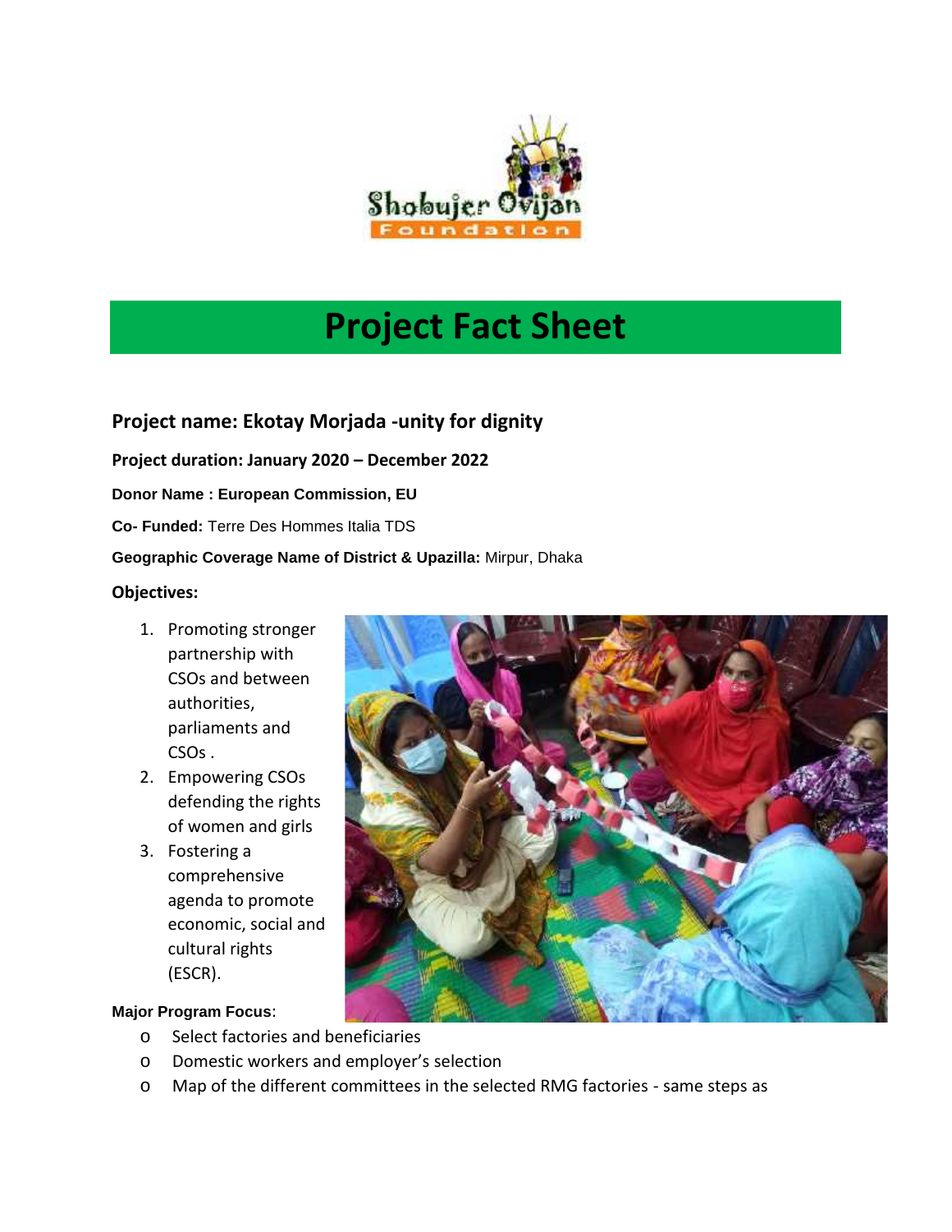# Project Fact Sheet

## Project name: Ekotay Morjada -unity for dignity

**Project duration: January 2020 – December 2022**

**Donor Name : European Commission, EU**

**Co- Funded:** Terre Des Hommes Italia TDS

**Geographic Coverage Name of District & Upazila:** Mirpur, Dhaka

**Objectives:**

1. Promoting stronger partnership with CSOs and between authorities, parliaments and CSOs .
2. Empowering CSOs defending the rights of women and girls
3. Fostering a comprehensive agenda to promote economic, social and cultural rights (ESCR).

**Major Program Focus**:

- Select factories and beneficiaries
- Domestic workers and employer's selection
- Map of the different committees in the selected RMG factories - same steps as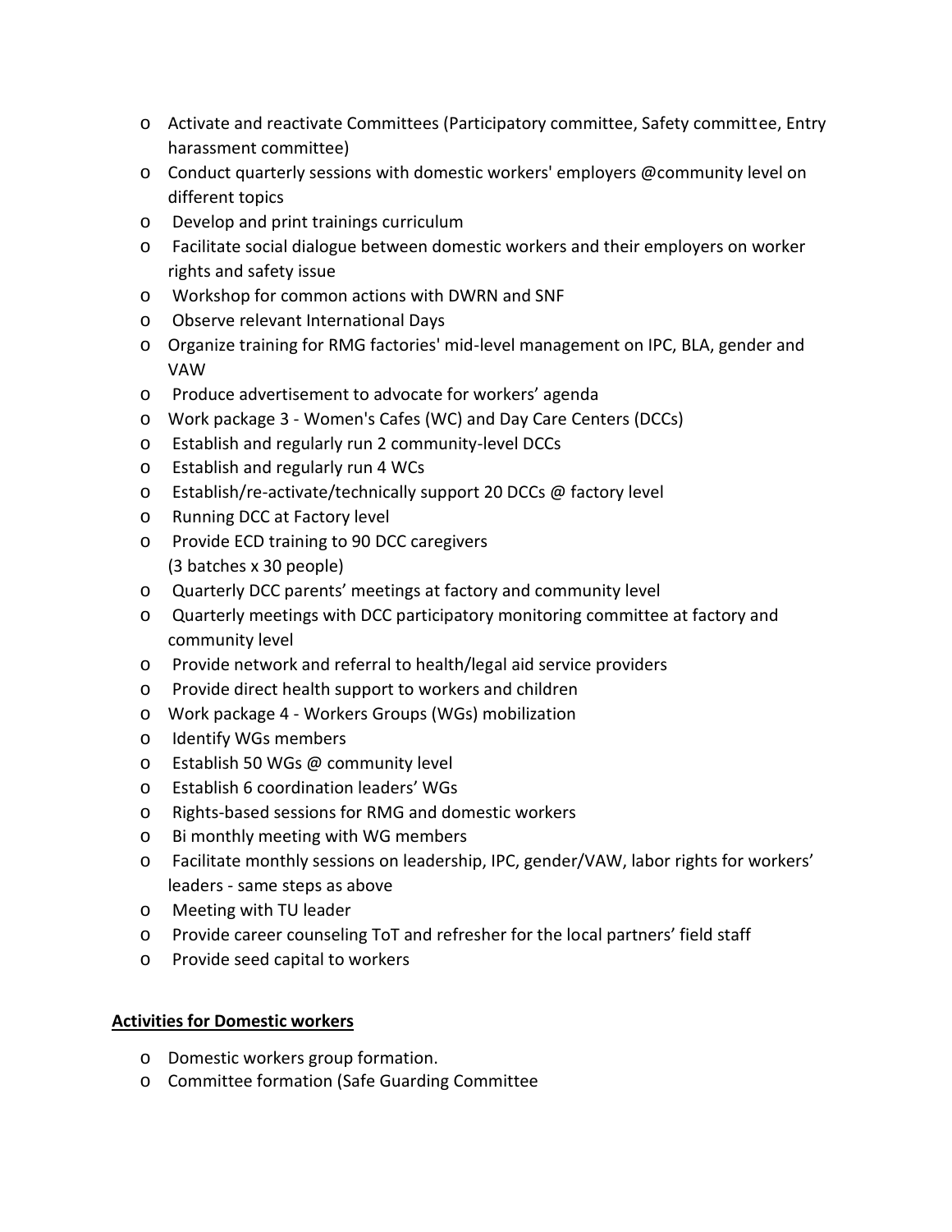- Activate and reactivate Committees (Participatory committee, Safety committee, Entry harassment committee)
- Conduct quarterly sessions with domestic workers' employers @community level on different topics
- Develop and print trainings curriculum
- Facilitate social dialogue between domestic workers and their employers on worker rights and safety issue
- Workshop for common actions with DWRN and SNF
- Observe relevant International Days
- Organize training for RMG factories' mid-level management on IPC, BLA, gender and VAW
- Produce advertisement to advocate for workers' agenda
- Work package 3 - Women's Cafes (WC) and Day Care Centers (DCCs)
- Establish and regularly run 2 community-level DCCs
- Establish and regularly run 4 WCs
- Establish/re-activate/technically support 20 DCCs @ factory level
- Running DCC at Factory level
- Provide ECD training to 90 DCC caregivers (3 batches x 30 people)
- Quarterly DCC parents' meetings at factory and community level
- Quarterly meetings with DCC participatory monitoring committee at factory and community level
- Provide network and referral to health/legal aid service providers
- Provide direct health support to workers and children
- Work package 4 - Workers Groups (WGs) mobilization
- Identify WGs members
- Establish 50 WGs @ community level
- Establish 6 coordination leaders' WGs
- Rights-based sessions for RMG and domestic workers
- Bi monthly meeting with WG members
- Facilitate monthly sessions on leadership, IPC, gender/VAW, labor rights for workers' leaders - same steps as above
- Meeting with TU leader
- Provide career counseling ToT and refresher for the local partners' field staff
- Provide seed capital to workers

**Activities for Domestic workers**

- Domestic workers group formation.
- Committee formation (Safe Guarding Committee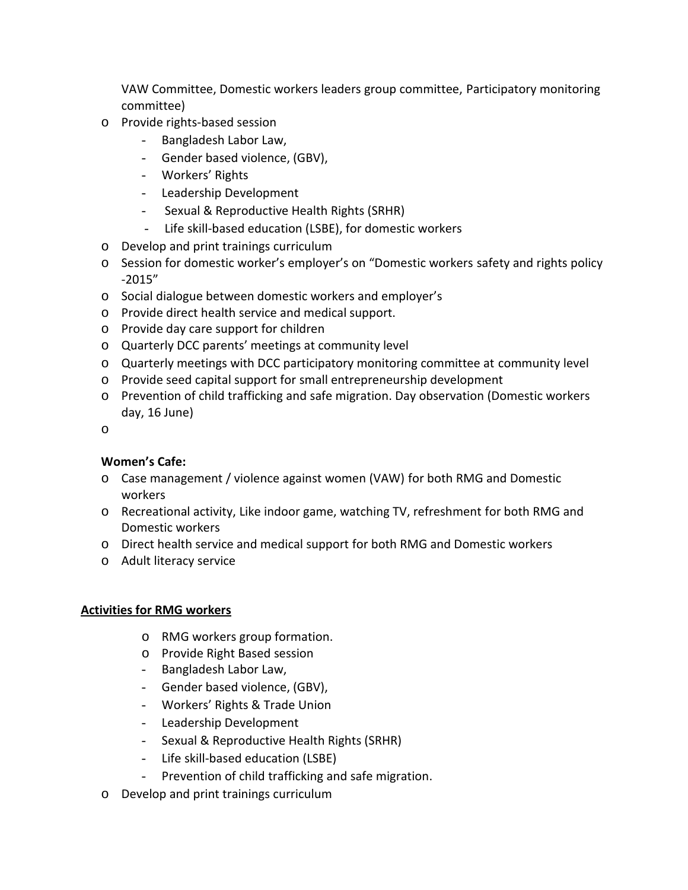VAW Committee, Domestic workers leaders group committee, Participatory monitoring committee)

- Provide rights-based session
  - Bangladesh Labor Law,
  - Gender based violence, (GBV),
  - Workers' Rights
  - Leadership Development
  - Sexual & Reproductive Health Rights (SRHR)
  - Life skill-based education (LSBE), for domestic workers
- Develop and print trainings curriculum
- Session for domestic worker's employer's on "Domestic workers safety and rights policy -2015"
- Social dialogue between domestic workers and employer's
- Provide direct health service and medical support.
- Provide day care support for children
- Quarterly DCC parents' meetings at community level
- Quarterly meetings with DCC participatory monitoring committee at community level
- Provide seed capital support for small entrepreneurship development
- Prevention of child trafficking and safe migration. Day observation (Domestic workers day, 16 June)

**Women's Cafe:**

- Case management / violence against women (VAW) for both RMG and Domestic workers
- Recreational activity, Like indoor game, watching TV, refreshment for both RMG and Domestic workers
- Direct health service and medical support for both RMG and Domestic workers
- Adult literacy service

**<u>Activities for RMG workers</u>**

- RMG workers group formation.
- Provide Right Based session
  - Bangladesh Labor Law,
  - Gender based violence, (GBV),
  - Workers' Rights & Trade Union
  - Leadership Development
  - Sexual & Reproductive Health Rights (SRHR)
  - Life skill-based education (LSBE)
  - Prevention of child trafficking and safe migration.
- Develop and print trainings curriculum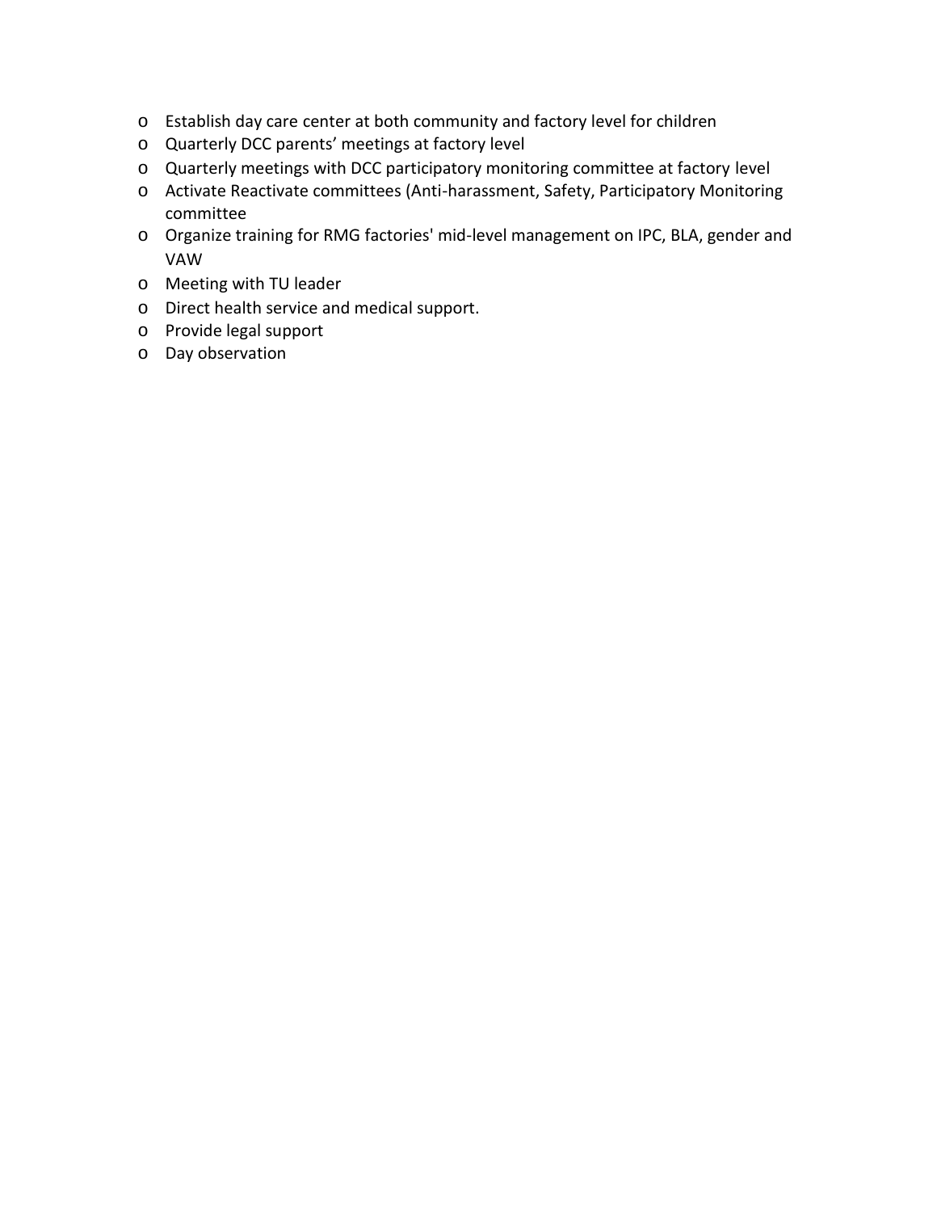- Establish day care center at both community and factory level for children
- Quarterly DCC parents' meetings at factory level
- Quarterly meetings with DCC participatory monitoring committee at factory level
- Activate Reactivate committees (Anti-harassment, Safety, Participatory Monitoring committee
- Organize training for RMG factories' mid-level management on IPC, BLA, gender and VAW
- Meeting with TU leader
- Direct health service and medical support.
- Provide legal support
- Day observation